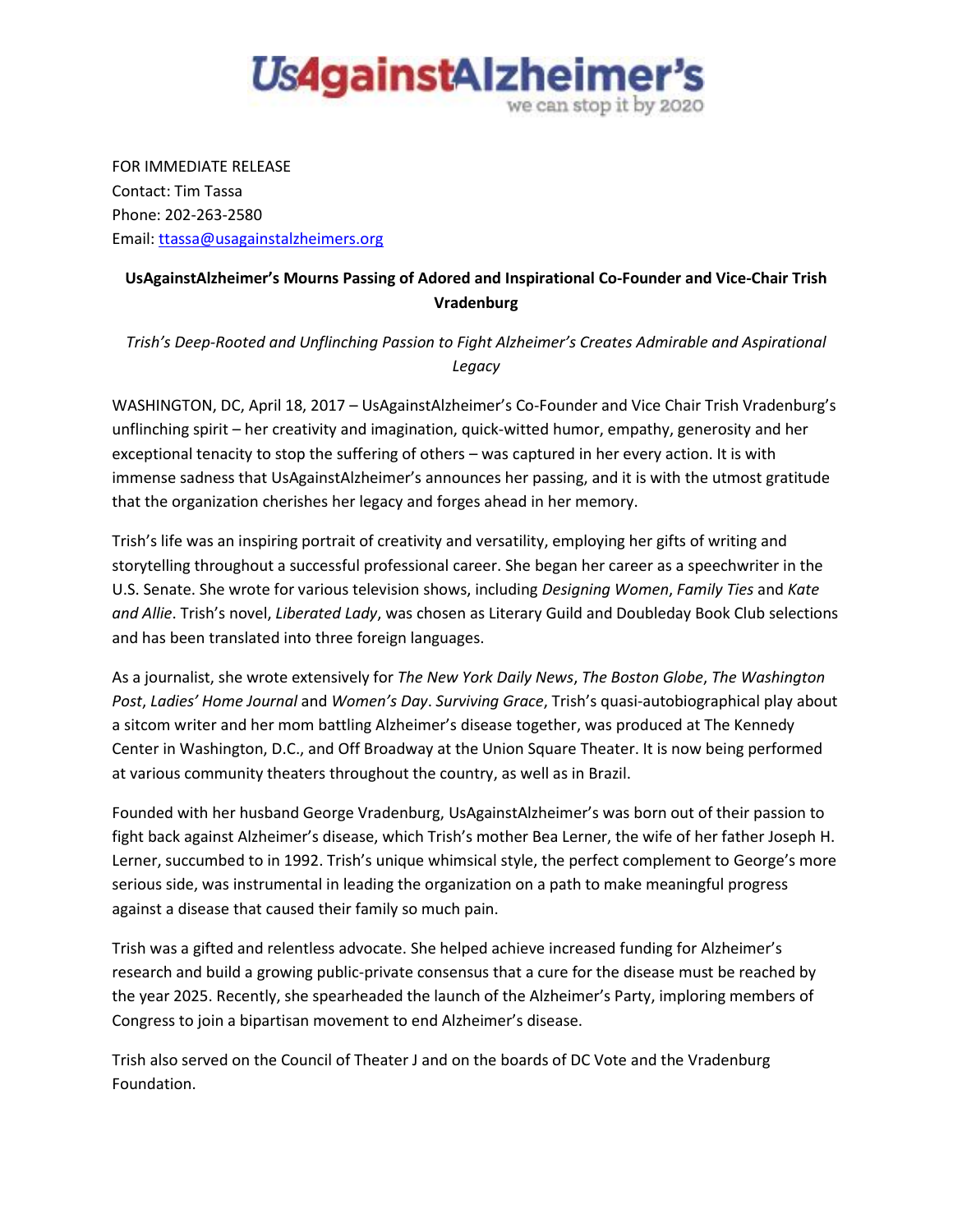UsAgainstAlzheimer's
we can stop it by 2020

FOR IMMEDIATE RELEASE
Contact: Tim Tassa
Phone: 202-263-2580
Email: ttassa@usagainstalzheimers.org

**UsAgainstAlzheimer's Mourns Passing of Adored and Inspirational Co-Founder and Vice-Chair Trish Vradenburg**

*Trish's Deep-Rooted and Unflinching Passion to Fight Alzheimer's Creates Admirable and Aspirational Legacy*

WASHINGTON, DC, April 18, 2017 – UsAgainstAlzheimer's Co-Founder and Vice Chair Trish Vradenburg's unflinching spirit – her creativity and imagination, quick-witted humor, empathy, generosity and her exceptional tenacity to stop the suffering of others – was captured in her every action. It is with immense sadness that UsAgainstAlzheimer's announces her passing, and it is with the utmost gratitude that the organization cherishes her legacy and forges ahead in her memory.

Trish's life was an inspiring portrait of creativity and versatility, employing her gifts of writing and storytelling throughout a successful professional career. She began her career as a speechwriter in the U.S. Senate. She wrote for various television shows, including *Designing Women*, *Family Ties* and *Kate and Allie*. Trish's novel, *Liberated Lady*, was chosen as Literary Guild and Doubleday Book Club selections and has been translated into three foreign languages.

As a journalist, she wrote extensively for *The New York Daily News*, *The Boston Globe*, *The Washington Post*, *Ladies' Home Journal* and *Women's Day*. *Surviving Grace*, Trish's quasi-autobiographical play about a sitcom writer and her mom battling Alzheimer's disease together, was produced at The Kennedy Center in Washington, D.C., and Off Broadway at the Union Square Theater. It is now being performed at various community theaters throughout the country, as well as in Brazil.

Founded with her husband George Vradenburg, UsAgainstAlzheimer's was born out of their passion to fight back against Alzheimer's disease, which Trish's mother Bea Lerner, the wife of her father Joseph H. Lerner, succumbed to in 1992. Trish's unique whimsical style, the perfect complement to George's more serious side, was instrumental in leading the organization on a path to make meaningful progress against a disease that caused their family so much pain.

Trish was a gifted and relentless advocate. She helped achieve increased funding for Alzheimer's research and build a growing public-private consensus that a cure for the disease must be reached by the year 2025. Recently, she spearheaded the launch of the Alzheimer's Party, imploring members of Congress to join a bipartisan movement to end Alzheimer's disease.

Trish also served on the Council of Theater J and on the boards of DC Vote and the Vradenburg Foundation.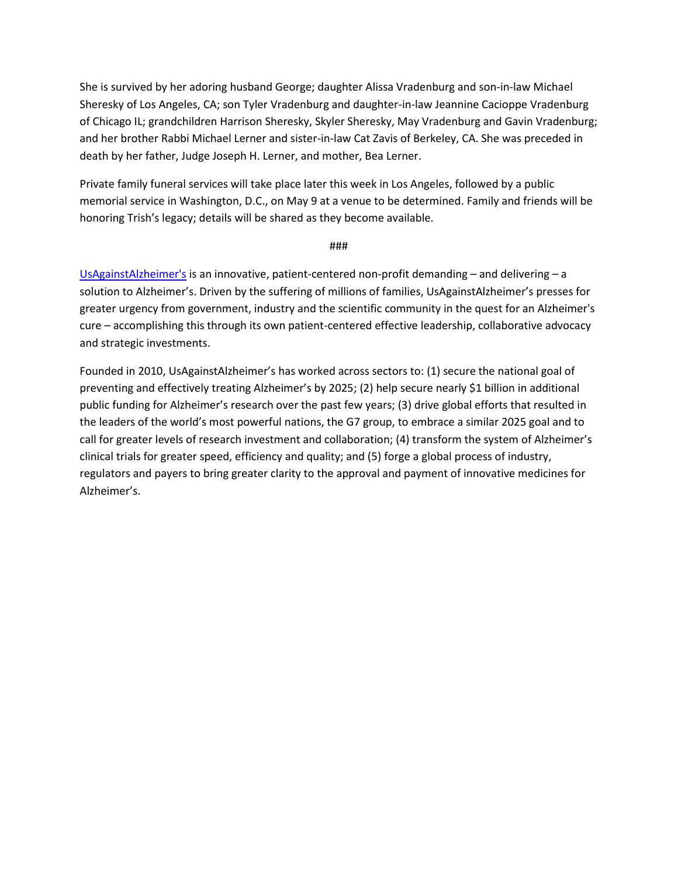She is survived by her adoring husband George; daughter Alissa Vradenburg and son-in-law Michael Sheresky of Los Angeles, CA; son Tyler Vradenburg and daughter-in-law Jeannine Cacioppe Vradenburg of Chicago IL; grandchildren Harrison Sheresky, Skyler Sheresky, May Vradenburg and Gavin Vradenburg; and her brother Rabbi Michael Lerner and sister-in-law Cat Zavis of Berkeley, CA. She was preceded in death by her father, Judge Joseph H. Lerner, and mother, Bea Lerner.

Private family funeral services will take place later this week in Los Angeles, followed by a public memorial service in Washington, D.C., on May 9 at a venue to be determined. Family and friends will be honoring Trish's legacy; details will be shared as they become available.

###

UsAgainstAlzheimer's is an innovative, patient-centered non-profit demanding – and delivering – a solution to Alzheimer's. Driven by the suffering of millions of families, UsAgainstAlzheimer's presses for greater urgency from government, industry and the scientific community in the quest for an Alzheimer's cure – accomplishing this through its own patient-centered effective leadership, collaborative advocacy and strategic investments.

Founded in 2010, UsAgainstAlzheimer's has worked across sectors to: (1) secure the national goal of preventing and effectively treating Alzheimer's by 2025; (2) help secure nearly $1 billion in additional public funding for Alzheimer's research over the past few years; (3) drive global efforts that resulted in the leaders of the world's most powerful nations, the G7 group, to embrace a similar 2025 goal and to call for greater levels of research investment and collaboration; (4) transform the system of Alzheimer's clinical trials for greater speed, efficiency and quality; and (5) forge a global process of industry, regulators and payers to bring greater clarity to the approval and payment of innovative medicines for Alzheimer's.